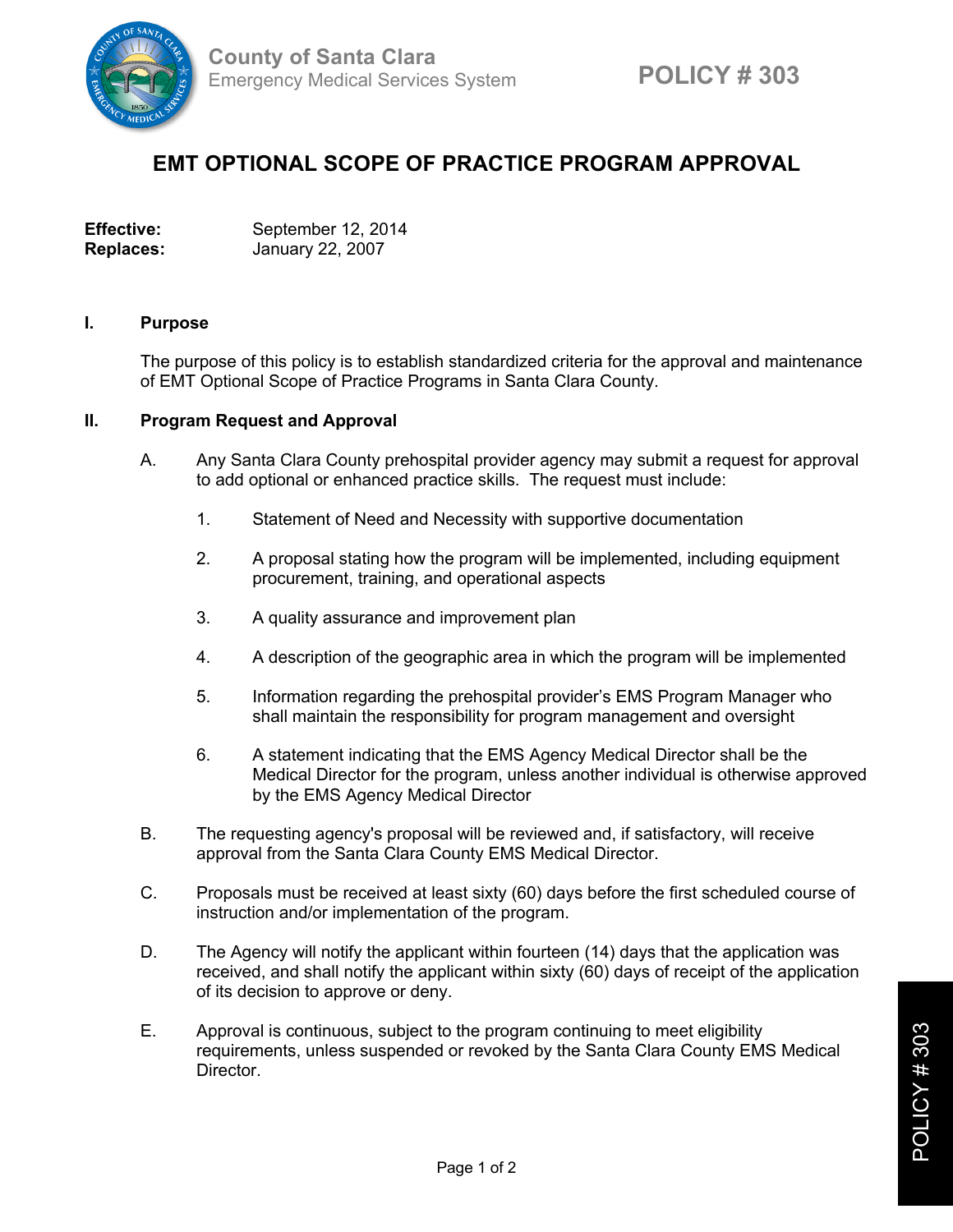County of Santa Clara
Emergency Medical Services System

**POLICY # 303**

# EMT OPTIONAL SCOPE OF PRACTICE PROGRAM APPROVAL

**Effective:** September 12, 2014
**Replaces:** January 22, 2007

## I. Purpose

The purpose of this policy is to establish standardized criteria for the approval and maintenance of EMT Optional Scope of Practice Programs in Santa Clara County.

## II. Program Request and Approval

A. Any Santa Clara County prehospital provider agency may submit a request for approval to add optional or enhanced practice skills. The request must include:

1. Statement of Need and Necessity with supportive documentation

2. A proposal stating how the program will be implemented, including equipment procurement, training, and operational aspects

3. A quality assurance and improvement plan

4. A description of the geographic area in which the program will be implemented

5. Information regarding the prehospital provider's EMS Program Manager who shall maintain the responsibility for program management and oversight

6. A statement indicating that the EMS Agency Medical Director shall be the Medical Director for the program, unless another individual is otherwise approved by the EMS Agency Medical Director

B. The requesting agency's proposal will be reviewed and, if satisfactory, will receive approval from the Santa Clara County EMS Medical Director.

C. Proposals must be received at least sixty (60) days before the first scheduled course of instruction and/or implementation of the program.

D. The Agency will notify the applicant within fourteen (14) days that the application was received, and shall notify the applicant within sixty (60) days of receipt of the application of its decision to approve or deny.

E. Approval is continuous, subject to the program continuing to meet eligibility requirements, unless suspended or revoked by the Santa Clara County EMS Medical Director.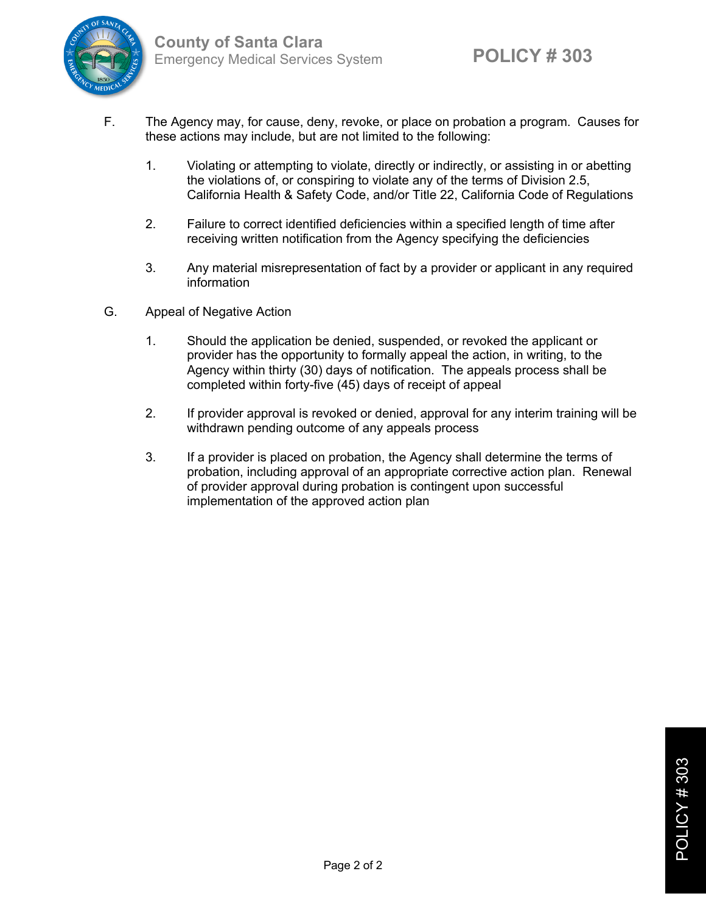F. The Agency may, for cause, deny, revoke, or place on probation a program. Causes for these actions may include, but are not limited to the following:

   1. Violating or attempting to violate, directly or indirectly, or assisting in or abetting the violations of, or conspiring to violate any of the terms of Division 2.5, California Health & Safety Code, and/or Title 22, California Code of Regulations

   2. Failure to correct identified deficiencies within a specified length of time after receiving written notification from the Agency specifying the deficiencies

   3. Any material misrepresentation of fact by a provider or applicant in any required information

G. Appeal of Negative Action

   1. Should the application be denied, suspended, or revoked the applicant or provider has the opportunity to formally appeal the action, in writing, to the Agency within thirty (30) days of notification. The appeals process shall be completed within forty-five (45) days of receipt of appeal

   2. If provider approval is revoked or denied, approval for any interim training will be withdrawn pending outcome of any appeals process

   3. If a provider is placed on probation, the Agency shall determine the terms of probation, including approval of an appropriate corrective action plan. Renewal of provider approval during probation is contingent upon successful implementation of the approved action plan